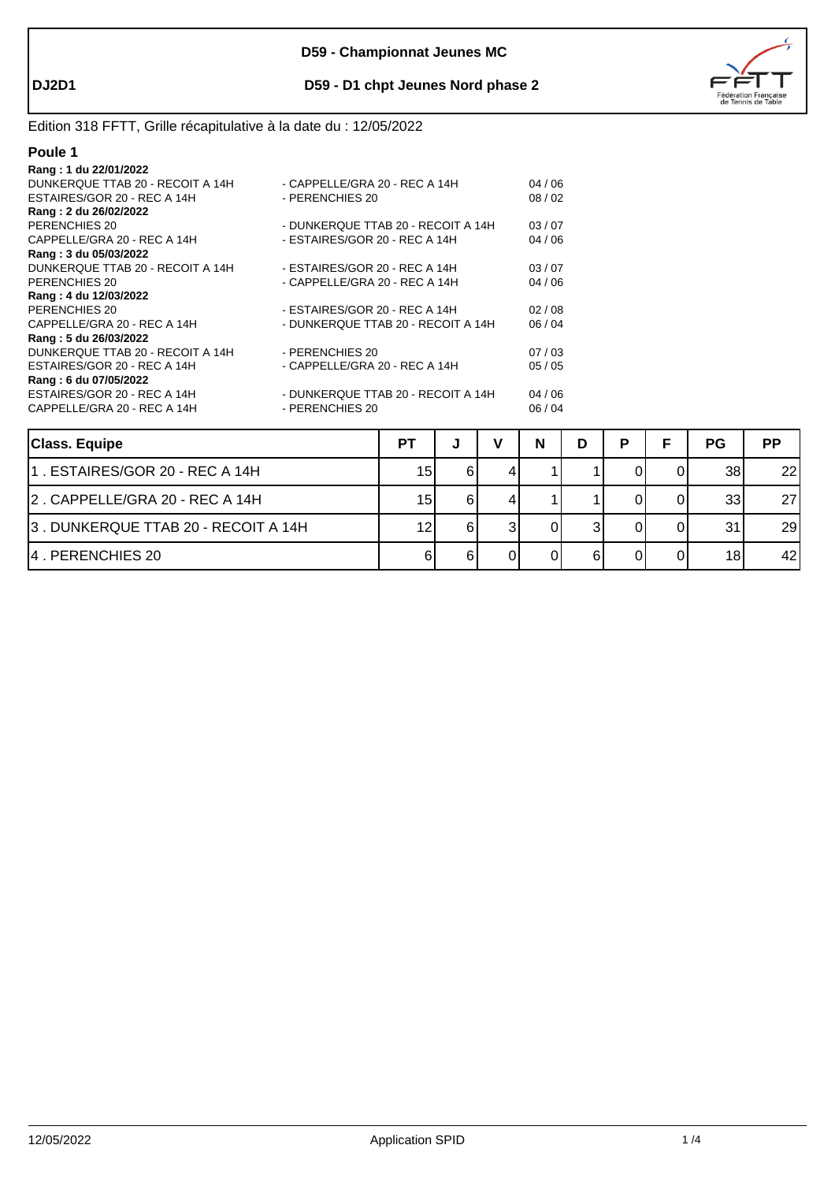**D59 - Championnat Jeunes MC**

**DJ2D1** **D59 - D1 chpt Jeunes Nord phase 2**

Edition 318 FFTT, Grille récapitulative à la date du : 12/05/2022

## Poule 1

**Rang : 1 du 22/01/2022**

| | | |
|---|---|---|
| DUNKERQUE TTAB 20 - RECOIT A 14H | - CAPPELLE/GRA 20 - REC A 14H | 04 / 06 |
| ESTAIRES/GOR 20 - REC A 14H | - PERENCHIES 20 | 08 / 02 |

**Rang : 2 du 26/02/2022**

| | | |
|---|---|---|
| PERENCHIES 20 | - DUNKERQUE TTAB 20 - RECOIT A 14H | 03 / 07 |
| CAPPELLE/GRA 20 - REC A 14H | - ESTAIRES/GOR 20 - REC A 14H | 04 / 06 |

**Rang : 3 du 05/03/2022**

| | | |
|---|---|---|
| DUNKERQUE TTAB 20 - RECOIT A 14H | - ESTAIRES/GOR 20 - REC A 14H | 03 / 07 |
| PERENCHIES 20 | - CAPPELLE/GRA 20 - REC A 14H | 04 / 06 |

**Rang : 4 du 12/03/2022**

| | | |
|---|---|---|
| PERENCHIES 20 | - ESTAIRES/GOR 20 - REC A 14H | 02 / 08 |
| CAPPELLE/GRA 20 - REC A 14H | - DUNKERQUE TTAB 20 - RECOIT A 14H | 06 / 04 |

**Rang : 5 du 26/03/2022**

| | | |
|---|---|---|
| DUNKERQUE TTAB 20 - RECOIT A 14H | - PERENCHIES 20 | 07 / 03 |
| ESTAIRES/GOR 20 - REC A 14H | - CAPPELLE/GRA 20 - REC A 14H | 05 / 05 |

**Rang : 6 du 07/05/2022**

| | | |
|---|---|---|
| ESTAIRES/GOR 20 - REC A 14H | - DUNKERQUE TTAB 20 - RECOIT A 14H | 04 / 06 |
| CAPPELLE/GRA 20 - REC A 14H | - PERENCHIES 20 | 06 / 04 |

| Class. Equipe | PT | J | V | N | D | P | F | PG | PP |
|---|---|---|---|---|---|---|---|---|---|
| 1 . ESTAIRES/GOR 20 - REC A 14H | 15 | 6 | 4 | 1 | 1 | 0 | 0 | 38 | 22 |
| 2 . CAPPELLE/GRA 20 - REC A 14H | 15 | 6 | 4 | 1 | 1 | 0 | 0 | 33 | 27 |
| 3 . DUNKERQUE TTAB 20 - RECOIT A 14H | 12 | 6 | 3 | 0 | 3 | 0 | 0 | 31 | 29 |
| 4 . PERENCHIES 20 | 6 | 6 | 0 | 0 | 6 | 0 | 0 | 18 | 42 |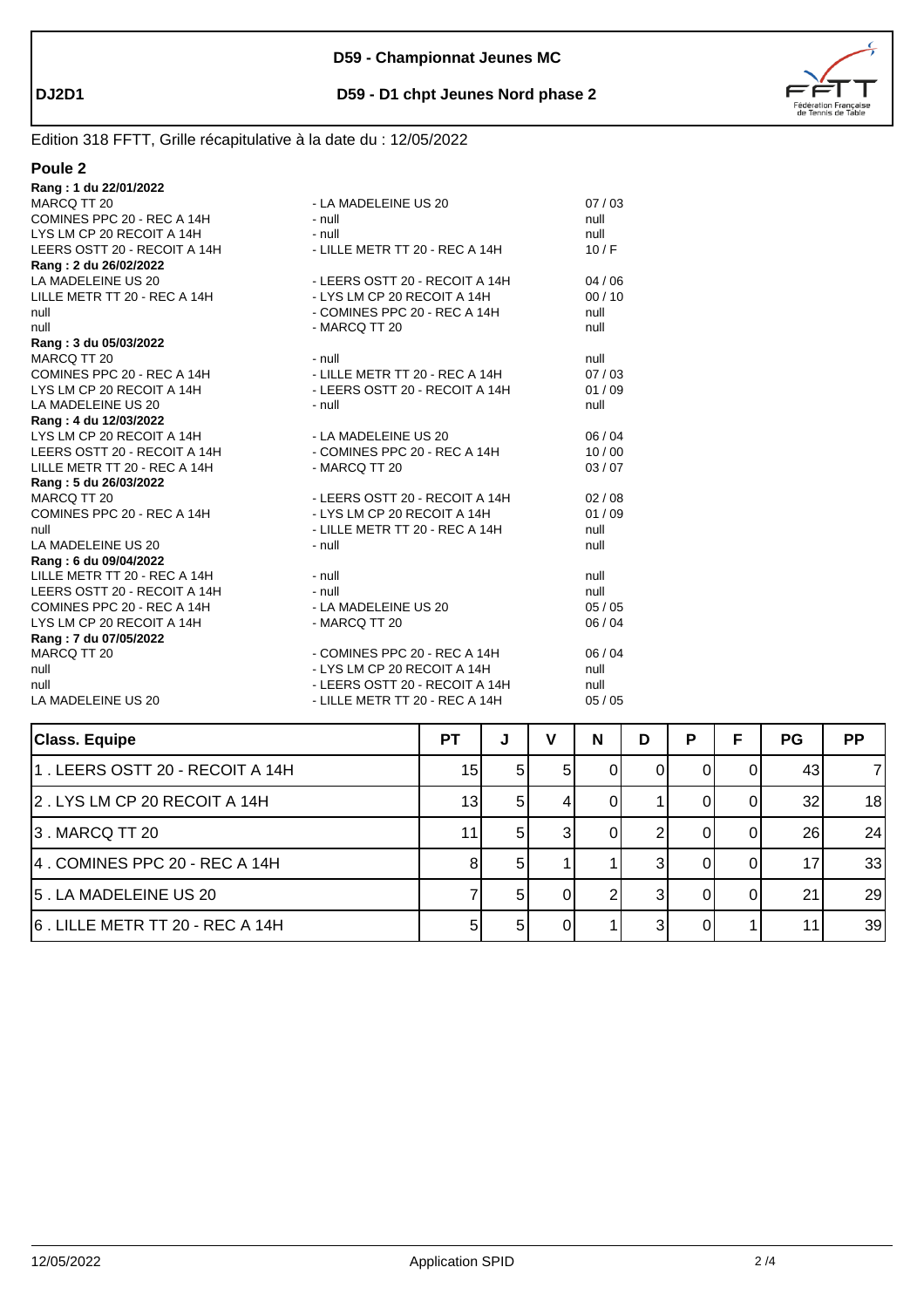**D59 - Championnat Jeunes MC**

**DJ2D1** **D59 - D1 chpt Jeunes Nord phase 2**

Edition 318 FFTT, Grille récapitulative à la date du : 12/05/2022

## Poule 2

**Rang : 1 du 22/01/2022**

| | | |
|---|---|---|
| MARCQ TT 20 | - LA MADELEINE US 20 | 07 / 03 |
| COMINES PPC 20 - REC A 14H | - null | null |
| LYS LM CP 20 RECOIT A 14H | - null | null |
| LEERS OSTT 20 - RECOIT A 14H | - LILLE METR TT 20 - REC A 14H | 10 / F |

**Rang : 2 du 26/02/2022**

| | | |
|---|---|---|
| LA MADELEINE US 20 | - LEERS OSTT 20 - RECOIT A 14H | 04 / 06 |
| LILLE METR TT 20 - REC A 14H | - LYS LM CP 20 RECOIT A 14H | 00 / 10 |
| null | - COMINES PPC 20 - REC A 14H | null |
| null | - MARCQ TT 20 | null |

**Rang : 3 du 05/03/2022**

| | | |
|---|---|---|
| MARCQ TT 20 | - null | null |
| COMINES PPC 20 - REC A 14H | - LILLE METR TT 20 - REC A 14H | 07 / 03 |
| LYS LM CP 20 RECOIT A 14H | - LEERS OSTT 20 - RECOIT A 14H | 01 / 09 |
| LA MADELEINE US 20 | - null | null |

**Rang : 4 du 12/03/2022**

| | | |
|---|---|---|
| LYS LM CP 20 RECOIT A 14H | - LA MADELEINE US 20 | 06 / 04 |
| LEERS OSTT 20 - RECOIT A 14H | - COMINES PPC 20 - REC A 14H | 10 / 00 |
| LILLE METR TT 20 - REC A 14H | - MARCQ TT 20 | 03 / 07 |

**Rang : 5 du 26/03/2022**

| | | |
|---|---|---|
| MARCQ TT 20 | - LEERS OSTT 20 - RECOIT A 14H | 02 / 08 |
| COMINES PPC 20 - REC A 14H | - LYS LM CP 20 RECOIT A 14H | 01 / 09 |
| null | - LILLE METR TT 20 - REC A 14H | null |
| LA MADELEINE US 20 | - null | null |

**Rang : 6 du 09/04/2022**

| | | |
|---|---|---|
| LILLE METR TT 20 - REC A 14H | - null | null |
| LEERS OSTT 20 - RECOIT A 14H | - null | null |
| COMINES PPC 20 - REC A 14H | - LA MADELEINE US 20 | 05 / 05 |
| LYS LM CP 20 RECOIT A 14H | - MARCQ TT 20 | 06 / 04 |

**Rang : 7 du 07/05/2022**

| | | |
|---|---|---|
| MARCQ TT 20 | - COMINES PPC 20 - REC A 14H | 06 / 04 |
| null | - LYS LM CP 20 RECOIT A 14H | null |
| null | - LEERS OSTT 20 - RECOIT A 14H | null |
| LA MADELEINE US 20 | - LILLE METR TT 20 - REC A 14H | 05 / 05 |

| Class. Equipe | PT | J | V | N | D | P | F | PG | PP |
|---|---|---|---|---|---|---|---|---|---|
| 1 . LEERS OSTT 20 - RECOIT A 14H | 15 | 5 | 5 | 0 | 0 | 0 | 0 | 43 | 7 |
| 2 . LYS LM CP 20 RECOIT A 14H | 13 | 5 | 4 | 0 | 1 | 0 | 0 | 32 | 18 |
| 3 . MARCQ TT 20 | 11 | 5 | 3 | 0 | 2 | 0 | 0 | 26 | 24 |
| 4 . COMINES PPC 20 - REC A 14H | 8 | 5 | 1 | 1 | 3 | 0 | 0 | 17 | 33 |
| 5 . LA MADELEINE US 20 | 7 | 5 | 0 | 2 | 3 | 0 | 0 | 21 | 29 |
| 6 . LILLE METR TT 20 - REC A 14H | 5 | 5 | 0 | 1 | 3 | 0 | 1 | 11 | 39 |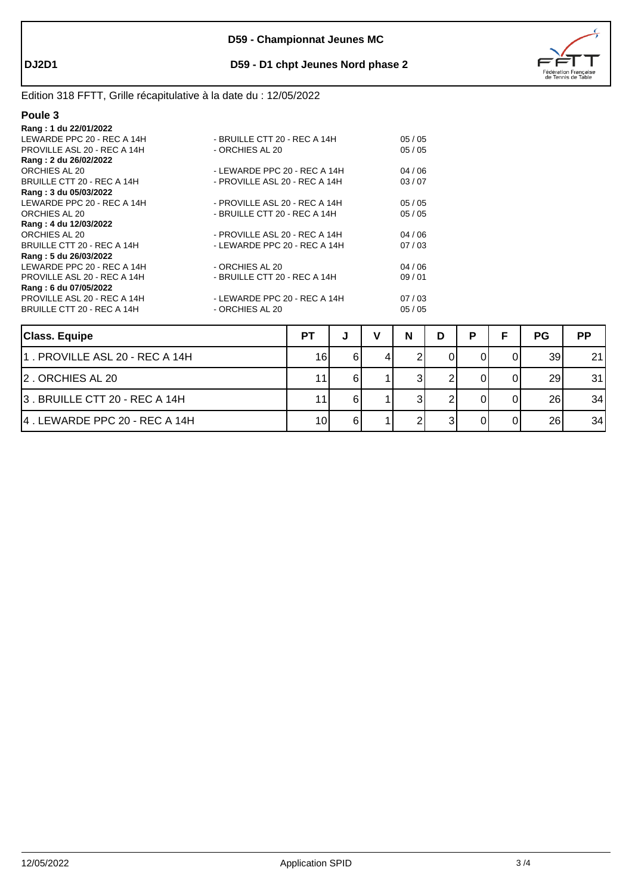**DJ2D1**

**D59 - Championnat Jeunes MC**

**D59 - D1 chpt Jeunes Nord phase 2**

Edition 318 FFTT, Grille récapitulative à la date du : 12/05/2022

## Poule 3

**Rang : 1 du 22/01/2022**

| | | |
|---|---|---|
| LEWARDE PPC 20 - REC A 14H | - BRUILLE CTT 20 - REC A 14H | 05 / 05 |
| PROVILLE ASL 20 - REC A 14H | - ORCHIES AL 20 | 05 / 05 |

**Rang : 2 du 26/02/2022**

| | | |
|---|---|---|
| ORCHIES AL 20 | - LEWARDE PPC 20 - REC A 14H | 04 / 06 |
| BRUILLE CTT 20 - REC A 14H | - PROVILLE ASL 20 - REC A 14H | 03 / 07 |

**Rang : 3 du 05/03/2022**

| | | |
|---|---|---|
| LEWARDE PPC 20 - REC A 14H | - PROVILLE ASL 20 - REC A 14H | 05 / 05 |
| ORCHIES AL 20 | - BRUILLE CTT 20 - REC A 14H | 05 / 05 |

**Rang : 4 du 12/03/2022**

| | | |
|---|---|---|
| ORCHIES AL 20 | - PROVILLE ASL 20 - REC A 14H | 04 / 06 |
| BRUILLE CTT 20 - REC A 14H | - LEWARDE PPC 20 - REC A 14H | 07 / 03 |

**Rang : 5 du 26/03/2022**

| | | |
|---|---|---|
| LEWARDE PPC 20 - REC A 14H | - ORCHIES AL 20 | 04 / 06 |
| PROVILLE ASL 20 - REC A 14H | - BRUILLE CTT 20 - REC A 14H | 09 / 01 |

**Rang : 6 du 07/05/2022**

| | | |
|---|---|---|
| PROVILLE ASL 20 - REC A 14H | - LEWARDE PPC 20 - REC A 14H | 07 / 03 |
| BRUILLE CTT 20 - REC A 14H | - ORCHIES AL 20 | 05 / 05 |

| Class. Equipe | PT | J | V | N | D | P | F | PG | PP |
|---|---|---|---|---|---|---|---|---|---|
| 1 . PROVILLE ASL 20 - REC A 14H | 16 | 6 | 4 | 2 | 0 | 0 | 0 | 39 | 21 |
| 2 . ORCHIES AL 20 | 11 | 6 | 1 | 3 | 2 | 0 | 0 | 29 | 31 |
| 3 . BRUILLE CTT 20 - REC A 14H | 11 | 6 | 1 | 3 | 2 | 0 | 0 | 26 | 34 |
| 4 . LEWARDE PPC 20 - REC A 14H | 10 | 6 | 1 | 2 | 3 | 0 | 0 | 26 | 34 |

12/05/2022 Application SPID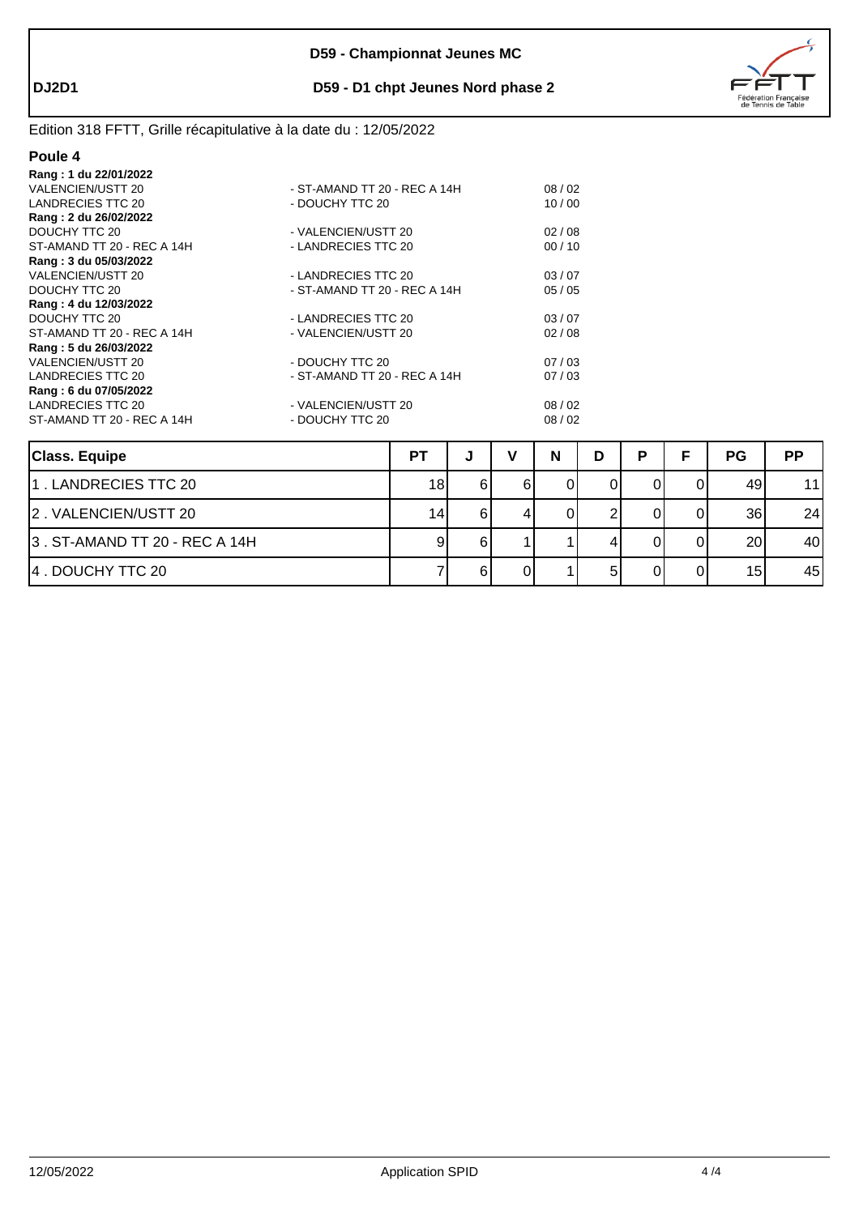**DJ2D1**

**D59 - Championnat Jeunes MC**

**D59 - D1 chpt Jeunes Nord phase 2**

Edition 318 FFTT, Grille récapitulative à la date du : 12/05/2022

## Poule 4

**Rang : 1 du 22/01/2022**

| | | |
|---|---|---|
| VALENCIEN/USTT 20 | - ST-AMAND TT 20 - REC A 14H | 08 / 02 |
| LANDRECIES TTC 20 | - DOUCHY TTC 20 | 10 / 00 |

**Rang : 2 du 26/02/2022**

| | | |
|---|---|---|
| DOUCHY TTC 20 | - VALENCIEN/USTT 20 | 02 / 08 |
| ST-AMAND TT 20 - REC A 14H | - LANDRECIES TTC 20 | 00 / 10 |

**Rang : 3 du 05/03/2022**

| | | |
|---|---|---|
| VALENCIEN/USTT 20 | - LANDRECIES TTC 20 | 03 / 07 |
| DOUCHY TTC 20 | - ST-AMAND TT 20 - REC A 14H | 05 / 05 |

**Rang : 4 du 12/03/2022**

| | | |
|---|---|---|
| DOUCHY TTC 20 | - LANDRECIES TTC 20 | 03 / 07 |
| ST-AMAND TT 20 - REC A 14H | - VALENCIEN/USTT 20 | 02 / 08 |

**Rang : 5 du 26/03/2022**

| | | |
|---|---|---|
| VALENCIEN/USTT 20 | - DOUCHY TTC 20 | 07 / 03 |
| LANDRECIES TTC 20 | - ST-AMAND TT 20 - REC A 14H | 07 / 03 |

**Rang : 6 du 07/05/2022**

| | | |
|---|---|---|
| LANDRECIES TTC 20 | - VALENCIEN/USTT 20 | 08 / 02 |
| ST-AMAND TT 20 - REC A 14H | - DOUCHY TTC 20 | 08 / 02 |

| Class. Equipe | PT | J | V | N | D | P | F | PG | PP |
|---|---|---|---|---|---|---|---|---|---|
| 1 . LANDRECIES TTC 20 | 18 | 6 | 6 | 0 | 0 | 0 | 0 | 49 | 11 |
| 2 . VALENCIEN/USTT 20 | 14 | 6 | 4 | 0 | 2 | 0 | 0 | 36 | 24 |
| 3 . ST-AMAND TT 20 - REC A 14H | 9 | 6 | 1 | 1 | 4 | 0 | 0 | 20 | 40 |
| 4 . DOUCHY TTC 20 | 7 | 6 | 0 | 1 | 5 | 0 | 0 | 15 | 45 |